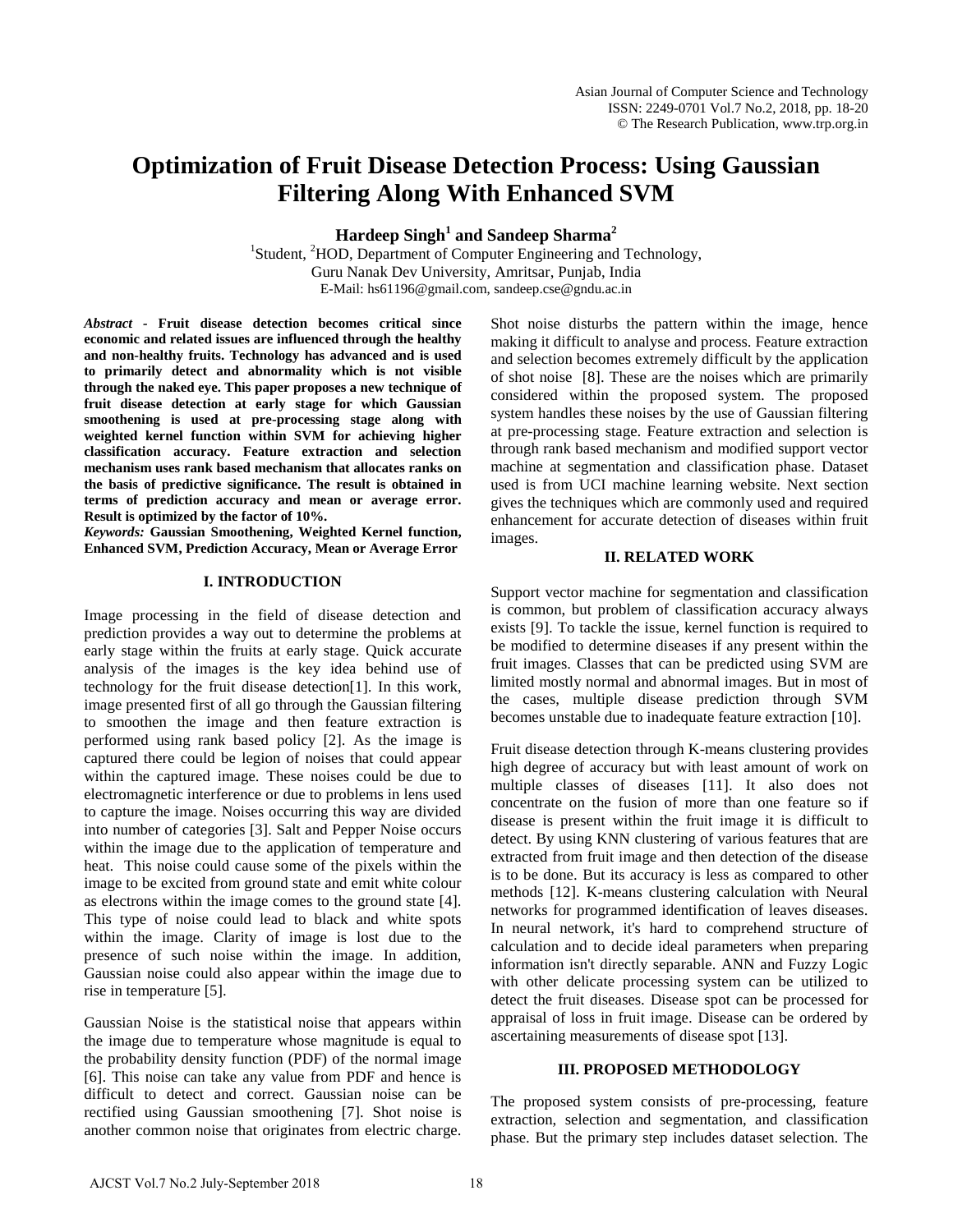# Optimization of Fruit Disease Detection Process: Using Gaussian Filtering Along With Enhanced SVM

**Hardeep Singh[1] and Sandeep Sharma[2]**

[1]Student, [2]HOD, Department of Computer Engineering and Technology,
Guru Nanak Dev University, Amritsar, Punjab, India
E-Mail: hs61196@gmail.com, sandeep.cse@gndu.ac.in

***Abstract*** **- Fruit disease detection becomes critical since economic and related issues are influenced through the healthy and non-healthy fruits. Technology has advanced and is used to primarily detect and abnormality which is not visible through the naked eye. This paper proposes a new technique of fruit disease detection at early stage for which Gaussian smoothening is used at pre-processing stage along with weighted kernel function within SVM for achieving higher classification accuracy. Feature extraction and selection mechanism uses rank based mechanism that allocates ranks on the basis of predictive significance. The result is obtained in terms of prediction accuracy and mean or average error. Result is optimized by the factor of 10%.**

***Keywords:*** **Gaussian Smoothening, Weighted Kernel function, Enhanced SVM, Prediction Accuracy, Mean or Average Error**

## I. INTRODUCTION

Image processing in the field of disease detection and prediction provides a way out to determine the problems at early stage within the fruits at early stage. Quick accurate analysis of the images is the key idea behind use of technology for the fruit disease detection[1]. In this work, image presented first of all go through the Gaussian filtering to smoothen the image and then feature extraction is performed using rank based policy [2]. As the image is captured there could be legion of noises that could appear within the captured image. These noises could be due to electromagnetic interference or due to problems in lens used to capture the image. Noises occurring this way are divided into number of categories [3]. Salt and Pepper Noise occurs within the image due to the application of temperature and heat. This noise could cause some of the pixels within the image to be excited from ground state and emit white colour as electrons within the image comes to the ground state [4]. This type of noise could lead to black and white spots within the image. Clarity of image is lost due to the presence of such noise within the image. In addition, Gaussian noise could also appear within the image due to rise in temperature [5].

Gaussian Noise is the statistical noise that appears within the image due to temperature whose magnitude is equal to the probability density function (PDF) of the normal image [6]. This noise can take any value from PDF and hence is difficult to detect and correct. Gaussian noise can be rectified using Gaussian smoothening [7]. Shot noise is another common noise that originates from electric charge. Shot noise disturbs the pattern within the image, hence making it difficult to analyse and process. Feature extraction and selection becomes extremely difficult by the application of shot noise [8]. These are the noises which are primarily considered within the proposed system. The proposed system handles these noises by the use of Gaussian filtering at pre-processing stage. Feature extraction and selection is through rank based mechanism and modified support vector machine at segmentation and classification phase. Dataset used is from UCI machine learning website. Next section gives the techniques which are commonly used and required enhancement for accurate detection of diseases within fruit images.

## II. RELATED WORK

Support vector machine for segmentation and classification is common, but problem of classification accuracy always exists [9]. To tackle the issue, kernel function is required to be modified to determine diseases if any present within the fruit images. Classes that can be predicted using SVM are limited mostly normal and abnormal images. But in most of the cases, multiple disease prediction through SVM becomes unstable due to inadequate feature extraction [10].

Fruit disease detection through K-means clustering provides high degree of accuracy but with least amount of work on multiple classes of diseases [11]. It also does not concentrate on the fusion of more than one feature so if disease is present within the fruit image it is difficult to detect. By using KNN clustering of various features that are extracted from fruit image and then detection of the disease is to be done. But its accuracy is less as compared to other methods [12]. K-means clustering calculation with Neural networks for programmed identification of leaves diseases. In neural network, it's hard to comprehend structure of calculation and to decide ideal parameters when preparing information isn't directly separable. ANN and Fuzzy Logic with other delicate processing system can be utilized to detect the fruit diseases. Disease spot can be processed for appraisal of loss in fruit image. Disease can be ordered by ascertaining measurements of disease spot [13].

## III. PROPOSED METHODOLOGY

The proposed system consists of pre-processing, feature extraction, selection and segmentation, and classification phase. But the primary step includes dataset selection. The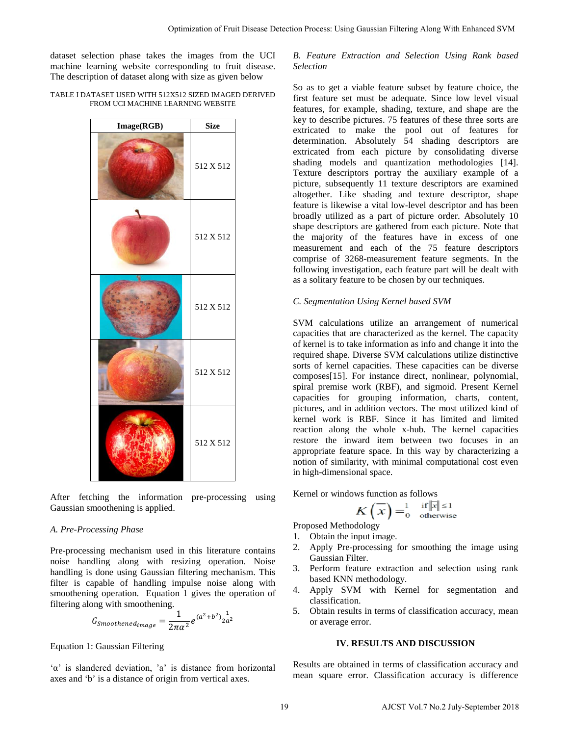dataset selection phase takes the images from the UCI machine learning website corresponding to fruit disease. The description of dataset along with size as given below

TABLE I DATASET USED WITH 512X512 SIZED IMAGED DERIVED FROM UCI MACHINE LEARNING WEBSITE

| Image(RGB) | Size |
|---|---|
| | 512 X 512 |
| | 512 X 512 |
| | 512 X 512 |
| | 512 X 512 |
| | 512 X 512 |

After fetching the information pre-processing using Gaussian smoothening is applied.

### A. Pre-Processing Phase

Pre-processing mechanism used in this literature contains noise handling along with resizing operation. Noise handling is done using Gaussian filtering mechanism. This filter is capable of handling impulse noise along with smoothening operation. Equation 1 gives the operation of filtering along with smoothening.

$$G_{Smoothened_{image}} = \frac{1}{2\pi\alpha^2} e^{(a^2+b^2)\frac{1}{2a^2}}$$

Equation 1: Gaussian Filtering

'α' is slandered deviation, 'a' is distance from horizontal axes and 'b' is a distance of origin from vertical axes.

### B. Feature Extraction and Selection Using Rank based Selection

So as to get a viable feature subset by feature choice, the first feature set must be adequate. Since low level visual features, for example, shading, texture, and shape are the key to describe pictures. 75 features of these three sorts are extricated to make the pool out of features for determination. Absolutely 54 shading descriptors are extricated from each picture by consolidating diverse shading models and quantization methodologies [14]. Texture descriptors portray the auxiliary example of a picture, subsequently 11 texture descriptors are examined altogether. Like shading and texture descriptor, shape feature is likewise a vital low-level descriptor and has been broadly utilized as a part of picture order. Absolutely 10 shape descriptors are gathered from each picture. Note that the majority of the features have in excess of one measurement and each of the 75 feature descriptors comprise of 3268-measurement feature segments. In the following investigation, each feature part will be dealt with as a solitary feature to be chosen by our techniques.

### C. Segmentation Using Kernel based SVM

SVM calculations utilize an arrangement of numerical capacities that are characterized as the kernel. The capacity of kernel is to take information as info and change it into the required shape. Diverse SVM calculations utilize distinctive sorts of kernel capacities. These capacities can be diverse composes[15]. For instance direct, nonlinear, polynomial, spiral premise work (RBF), and sigmoid. Present Kernel capacities for grouping information, charts, content, pictures, and in addition vectors. The most utilized kind of kernel work is RBF. Since it has limited and limited reaction along the whole x-hub. The kernel capacities restore the inward item between two focuses in an appropriate feature space. In this way by characterizing a notion of similarity, with minimal computational cost even in high-dimensional space.

Kernel or windows function as follows

$$K\left(\overline{x}\right) = \begin{cases} 1 & \text{if } \|\overline{x}\| \leq 1 \\ 0 & \text{otherwise} \end{cases}$$

Proposed Methodology

1. Obtain the input image.
2. Apply Pre-processing for smoothing the image using Gaussian Filter.
3. Perform feature extraction and selection using rank based KNN methodology.
4. Apply SVM with Kernel for segmentation and classification.
5. Obtain results in terms of classification accuracy, mean or average error.

## IV. RESULTS AND DISCUSSION

Results are obtained in terms of classification accuracy and mean square error. Classification accuracy is difference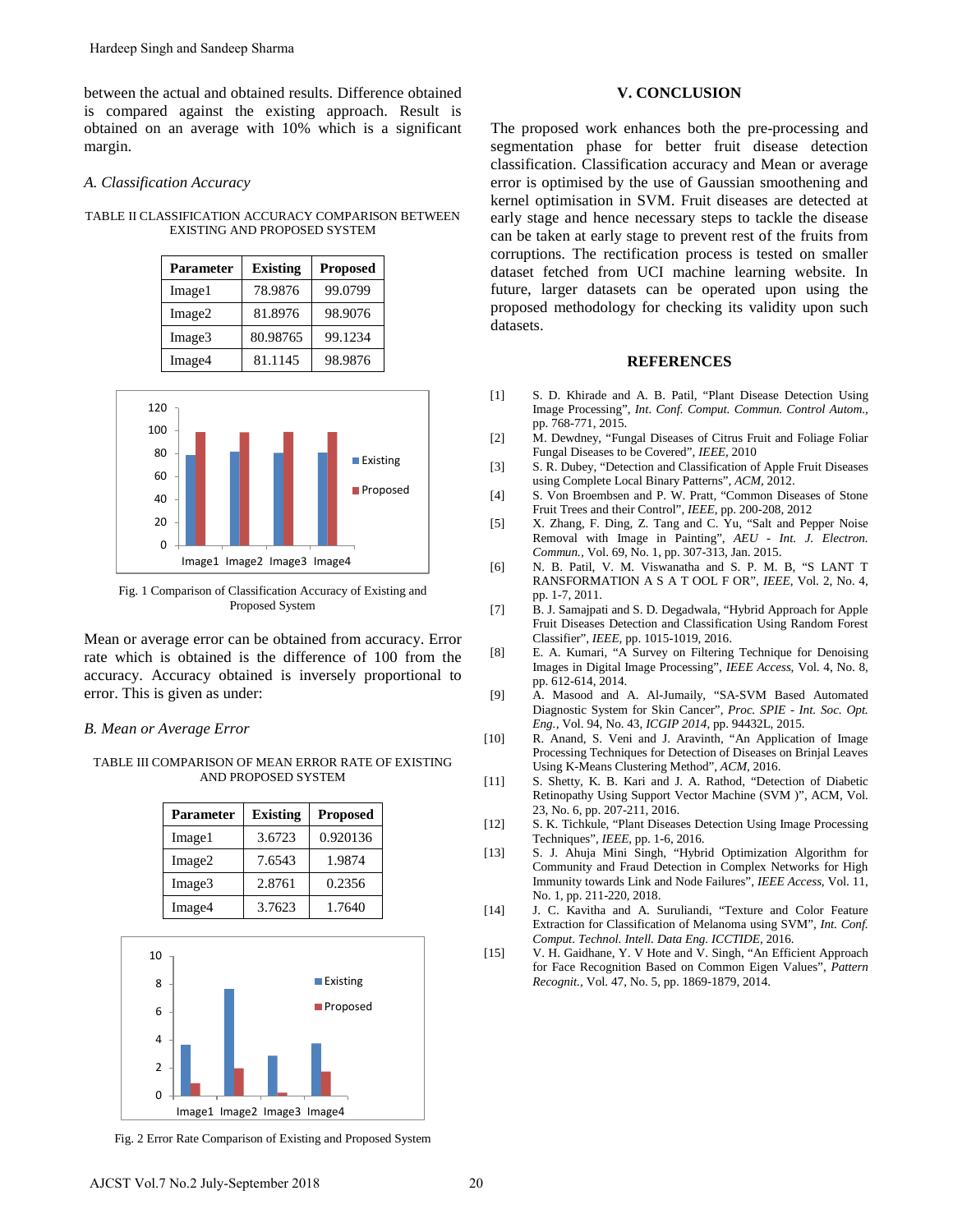between the actual and obtained results. Difference obtained is compared against the existing approach. Result is obtained on an average with 10% which is a significant margin.

### A. Classification Accuracy

TABLE II CLASSIFICATION ACCURACY COMPARISON BETWEEN EXISTING AND PROPOSED SYSTEM

| Parameter | Existing | Proposed |
|---|---|---|
| Image1 | 78.9876 | 99.0799 |
| Image2 | 81.8976 | 98.9076 |
| Image3 | 80.98765 | 99.1234 |
| Image4 | 81.1145 | 98.9876 |

120
100
80
60
40
20
0
Image1 Image2 Image3 Image4
Existing
Proposed

Fig. 1 Comparison of Classification Accuracy of Existing and Proposed System

Mean or average error can be obtained from accuracy. Error rate which is obtained is the difference of 100 from the accuracy. Accuracy obtained is inversely proportional to error. This is given as under:

### B. Mean or Average Error

TABLE III COMPARISON OF MEAN ERROR RATE OF EXISTING AND PROPOSED SYSTEM

| Parameter | Existing | Proposed |
|---|---|---|
| Image1 | 3.6723 | 0.920136 |
| Image2 | 7.6543 | 1.9874 |
| Image3 | 2.8761 | 0.2356 |
| Image4 | 3.7623 | 1.7640 |

10
8
6
4
2
0
Image1 Image2 Image3 Image4
Existing
Proposed

Fig. 2 Error Rate Comparison of Existing and Proposed System

## V. CONCLUSION

The proposed work enhances both the pre-processing and segmentation phase for better fruit disease detection classification. Classification accuracy and Mean or average error is optimised by the use of Gaussian smoothening and kernel optimisation in SVM. Fruit diseases are detected at early stage and hence necessary steps to tackle the disease can be taken at early stage to prevent rest of the fruits from corruptions. The rectification process is tested on smaller dataset fetched from UCI machine learning website. In future, larger datasets can be operated upon using the proposed methodology for checking its validity upon such datasets.

## REFERENCES

[1] S. D. Khirade and A. B. Patil, "Plant Disease Detection Using Image Processing", *Int. Conf. Comput. Commun. Control Autom.*, pp. 768-771, 2015.

[2] M. Dewdney, "Fungal Diseases of Citrus Fruit and Foliage Foliar Fungal Diseases to be Covered", *IEEE*, 2010

[3] S. R. Dubey, "Detection and Classification of Apple Fruit Diseases using Complete Local Binary Patterns", *ACM*, 2012.

[4] S. Von Broembsen and P. W. Pratt, "Common Diseases of Stone Fruit Trees and their Control", *IEEE*, pp. 200-208, 2012

[5] X. Zhang, F. Ding, Z. Tang and C. Yu, "Salt and Pepper Noise Removal with Image in Painting", *AEU - Int. J. Electron. Commun.*, Vol. 69, No. 1, pp. 307-313, Jan. 2015.

[6] N. B. Patil, V. M. Viswanatha and S. P. M. B, "S LANT T RANSFORMATION A S A T OOL F OR", *IEEE*, Vol. 2, No. 4, pp. 1-7, 2011.

[7] B. J. Samajpati and S. D. Degadwala, "Hybrid Approach for Apple Fruit Diseases Detection and Classification Using Random Forest Classifier", *IEEE*, pp. 1015-1019, 2016.

[8] E. A. Kumari, "A Survey on Filtering Technique for Denoising Images in Digital Image Processing", *IEEE Access*, Vol. 4, No. 8, pp. 612-614, 2014.

[9] A. Masood and A. Al-Jumaily, "SA-SVM Based Automated Diagnostic System for Skin Cancer", *Proc. SPIE - Int. Soc. Opt. Eng.*, Vol. 94, No. 43, *ICGIP 2014*, pp. 94432L, 2015.

[10] R. Anand, S. Veni and J. Aravinth, "An Application of Image Processing Techniques for Detection of Diseases on Brinjal Leaves Using K-Means Clustering Method", *ACM*, 2016.

[11] S. Shetty, K. B. Kari and J. A. Rathod, "Detection of Diabetic Retinopathy Using Support Vector Machine (SVM )", ACM, Vol. 23, No. 6, pp. 207-211, 2016.

[12] S. K. Tichkule, "Plant Diseases Detection Using Image Processing Techniques", *IEEE*, pp. 1-6, 2016.

[13] S. J. Ahuja Mini Singh, "Hybrid Optimization Algorithm for Community and Fraud Detection in Complex Networks for High Immunity towards Link and Node Failures", *IEEE Access*, Vol. 11, No. 1, pp. 211-220, 2018.

[14] J. C. Kavitha and A. Suruliandi, "Texture and Color Feature Extraction for Classification of Melanoma using SVM", *Int. Conf. Comput. Technol. Intell. Data Eng. ICCTIDE*, 2016.

[15] V. H. Gaidhane, Y. V Hote and V. Singh, "An Efficient Approach for Face Recognition Based on Common Eigen Values", *Pattern Recognit.*, Vol. 47, No. 5, pp. 1869-1879, 2014.